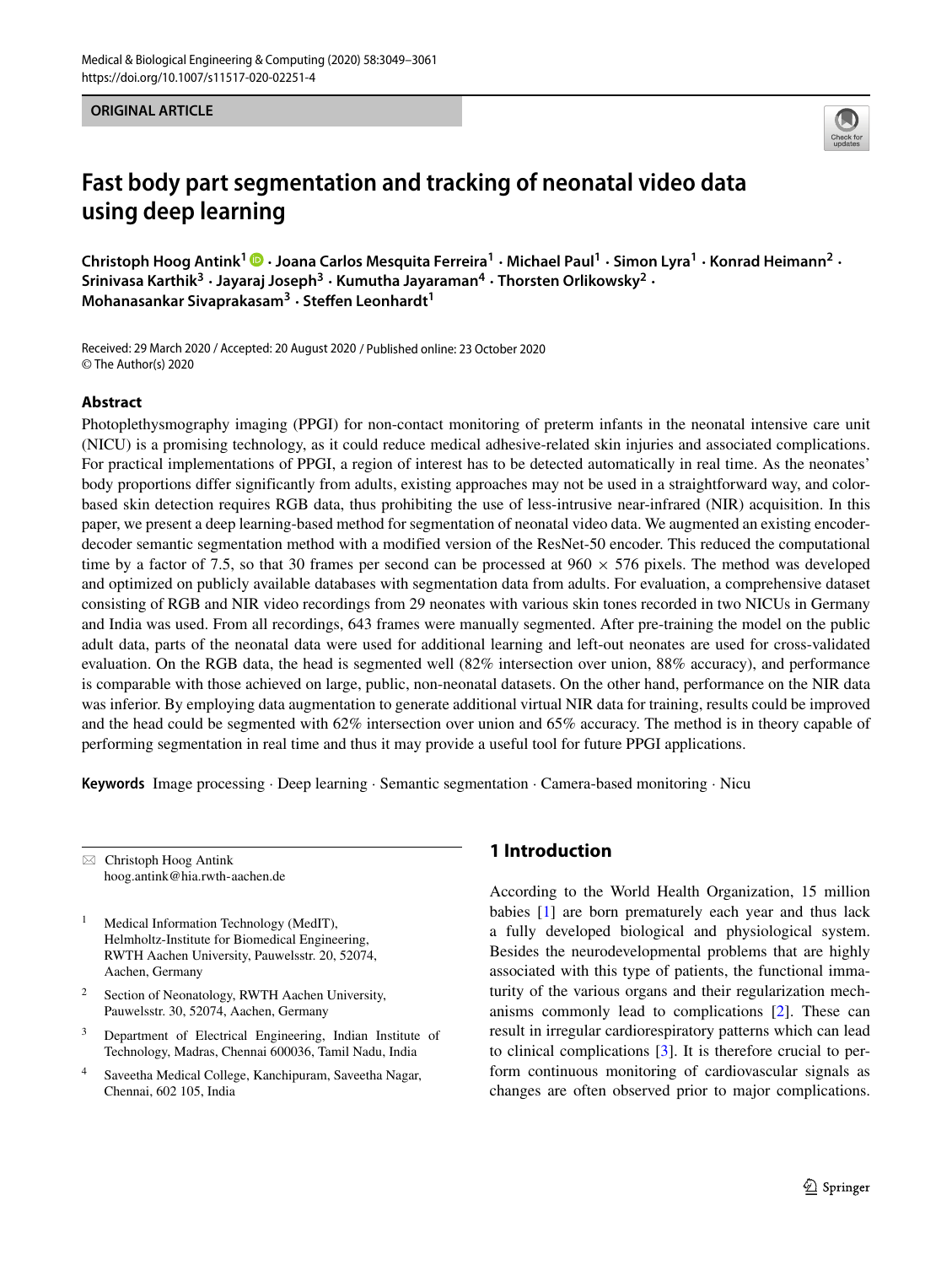ORIGINAL ARTICLE

# Fast body part segmentation and tracking of neonatal video data using deep learning

**Christoph Hoog Antink[1] · Joana Carlos Mesquita Ferreira[1] · Michael Paul[1] · Simon Lyra[1] · Konrad Heimann[2] · Srinivasa Karthik[3] · Jayaraj Joseph[3] · Kumutha Jayaraman[4] · Thorsten Orlikowsky[2] · Mohanasankar Sivaprakasam[3] · Steffen Leonhardt[1]**

Received: 29 March 2020 / Accepted: 20 August 2020 / Published online: 23 October 2020
© The Author(s) 2020

## Abstract

Photoplethysmography imaging (PPGI) for non-contact monitoring of preterm infants in the neonatal intensive care unit (NICU) is a promising technology, as it could reduce medical adhesive-related skin injuries and associated complications. For practical implementations of PPGI, a region of interest has to be detected automatically in real time. As the neonates' body proportions differ significantly from adults, existing approaches may not be used in a straightforward way, and color-based skin detection requires RGB data, thus prohibiting the use of less-intrusive near-infrared (NIR) acquisition. In this paper, we present a deep learning-based method for segmentation of neonatal video data. We augmented an existing encoder-decoder semantic segmentation method with a modified version of the ResNet-50 encoder. This reduced the computational time by a factor of 7.5, so that 30 frames per second can be processed at $960 \times 576$ pixels. The method was developed and optimized on publicly available databases with segmentation data from adults. For evaluation, a comprehensive dataset consisting of RGB and NIR video recordings from 29 neonates with various skin tones recorded in two NICUs in Germany and India was used. From all recordings, 643 frames were manually segmented. After pre-training the model on the public adult data, parts of the neonatal data were used for additional learning and left-out neonates are used for cross-validated evaluation. On the RGB data, the head is segmented well (82% intersection over union, 88% accuracy), and performance is comparable with those achieved on large, public, non-neonatal datasets. On the other hand, performance on the NIR data was inferior. By employing data augmentation to generate additional virtual NIR data for training, results could be improved and the head could be segmented with 62% intersection over union and 65% accuracy. The method is in theory capable of performing segmentation in real time and thus it may provide a useful tool for future PPGI applications.

**Keywords** Image processing · Deep learning · Semantic segmentation · Camera-based monitoring · Nicu

✉ Christoph Hoog Antink
hoog.antink@hia.rwth-aachen.de

[1] Medical Information Technology (MedIT), Helmholtz-Institute for Biomedical Engineering, RWTH Aachen University, Pauwelsstr. 20, 52074, Aachen, Germany

[2] Section of Neonatology, RWTH Aachen University, Pauwelsstr. 30, 52074, Aachen, Germany

[3] Department of Electrical Engineering, Indian Institute of Technology, Madras, Chennai 600036, Tamil Nadu, India

[4] Saveetha Medical College, Kanchipuram, Saveetha Nagar, Chennai, 602 105, India

## 1 Introduction

According to the World Health Organization, 15 million babies [1] are born prematurely each year and thus lack a fully developed biological and physiological system. Besides the neurodevelopmental problems that are highly associated with this type of patients, the functional immaturity of the various organs and their regularization mechanisms commonly lead to complications [2]. These can result in irregular cardiorespiratory patterns which can lead to clinical complications [3]. It is therefore crucial to perform continuous monitoring of cardiovascular signals as changes are often observed prior to major complications.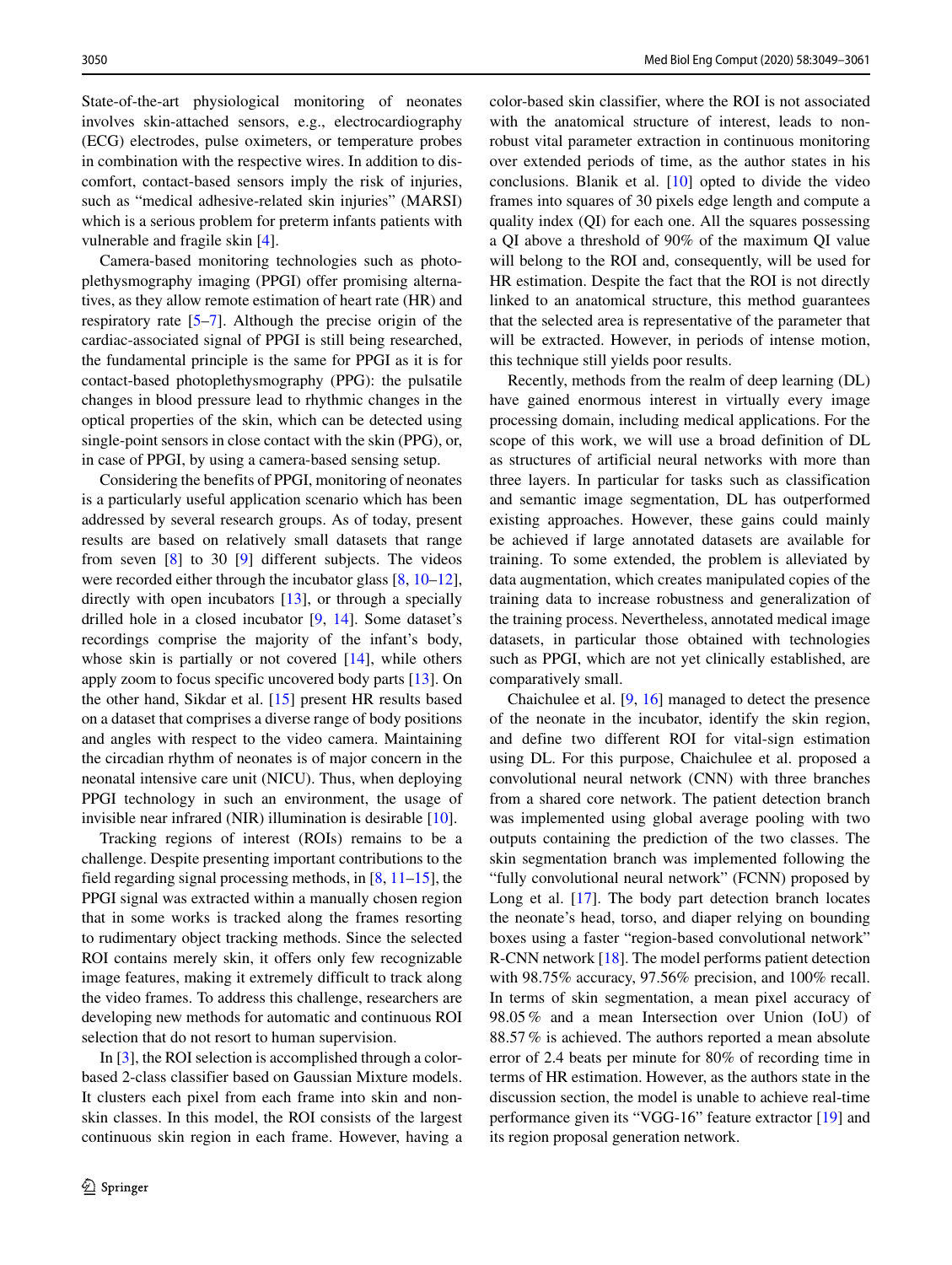State-of-the-art physiological monitoring of neonates involves skin-attached sensors, e.g., electrocardiography (ECG) electrodes, pulse oximeters, or temperature probes in combination with the respective wires. In addition to discomfort, contact-based sensors imply the risk of injuries, such as "medical adhesive-related skin injuries" (MARSI) which is a serious problem for preterm infants patients with vulnerable and fragile skin [4].

Camera-based monitoring technologies such as photoplethysmography imaging (PPGI) offer promising alternatives, as they allow remote estimation of heart rate (HR) and respiratory rate [5–7]. Although the precise origin of the cardiac-associated signal of PPGI is still being researched, the fundamental principle is the same for PPGI as it is for contact-based photoplethysmography (PPG): the pulsatile changes in blood pressure lead to rhythmic changes in the optical properties of the skin, which can be detected using single-point sensors in close contact with the skin (PPG), or, in case of PPGI, by using a camera-based sensing setup.

Considering the benefits of PPGI, monitoring of neonates is a particularly useful application scenario which has been addressed by several research groups. As of today, present results are based on relatively small datasets that range from seven [8] to 30 [9] different subjects. The videos were recorded either through the incubator glass [8, 10–12], directly with open incubators [13], or through a specially drilled hole in a closed incubator [9, 14]. Some dataset's recordings comprise the majority of the infant's body, whose skin is partially or not covered [14], while others apply zoom to focus specific uncovered body parts [13]. On the other hand, Sikdar et al. [15] present HR results based on a dataset that comprises a diverse range of body positions and angles with respect to the video camera. Maintaining the circadian rhythm of neonates is of major concern in the neonatal intensive care unit (NICU). Thus, when deploying PPGI technology in such an environment, the usage of invisible near infrared (NIR) illumination is desirable [10].

Tracking regions of interest (ROIs) remains to be a challenge. Despite presenting important contributions to the field regarding signal processing methods, in [8, 11–15], the PPGI signal was extracted within a manually chosen region that in some works is tracked along the frames resorting to rudimentary object tracking methods. Since the selected ROI contains merely skin, it offers only few recognizable image features, making it extremely difficult to track along the video frames. To address this challenge, researchers are developing new methods for automatic and continuous ROI selection that do not resort to human supervision.

In [3], the ROI selection is accomplished through a color-based 2-class classifier based on Gaussian Mixture models. It clusters each pixel from each frame into skin and non-skin classes. In this model, the ROI consists of the largest continuous skin region in each frame. However, having a color-based skin classifier, where the ROI is not associated with the anatomical structure of interest, leads to non-robust vital parameter extraction in continuous monitoring over extended periods of time, as the author states in his conclusions. Blanik et al. [10] opted to divide the video frames into squares of 30 pixels edge length and compute a quality index (QI) for each one. All the squares possessing a QI above a threshold of 90% of the maximum QI value will belong to the ROI and, consequently, will be used for HR estimation. Despite the fact that the ROI is not directly linked to an anatomical structure, this method guarantees that the selected area is representative of the parameter that will be extracted. However, in periods of intense motion, this technique still yields poor results.

Recently, methods from the realm of deep learning (DL) have gained enormous interest in virtually every image processing domain, including medical applications. For the scope of this work, we will use a broad definition of DL as structures of artificial neural networks with more than three layers. In particular for tasks such as classification and semantic image segmentation, DL has outperformed existing approaches. However, these gains could mainly be achieved if large annotated datasets are available for training. To some extended, the problem is alleviated by data augmentation, which creates manipulated copies of the training data to increase robustness and generalization of the training process. Nevertheless, annotated medical image datasets, in particular those obtained with technologies such as PPGI, which are not yet clinically established, are comparatively small.

Chaichulee et al. [9, 16] managed to detect the presence of the neonate in the incubator, identify the skin region, and define two different ROI for vital-sign estimation using DL. For this purpose, Chaichulee et al. proposed a convolutional neural network (CNN) with three branches from a shared core network. The patient detection branch was implemented using global average pooling with two outputs containing the prediction of the two classes. The skin segmentation branch was implemented following the "fully convolutional neural network" (FCNN) proposed by Long et al. [17]. The body part detection branch locates the neonate's head, torso, and diaper relying on bounding boxes using a faster "region-based convolutional network" R-CNN network [18]. The model performs patient detection with 98.75% accuracy, 97.56% precision, and 100% recall. In terms of skin segmentation, a mean pixel accuracy of 98.05 % and a mean Intersection over Union (IoU) of 88.57 % is achieved. The authors reported a mean absolute error of 2.4 beats per minute for 80% of recording time in terms of HR estimation. However, as the authors state in the discussion section, the model is unable to achieve real-time performance given its "VGG-16" feature extractor [19] and its region proposal generation network.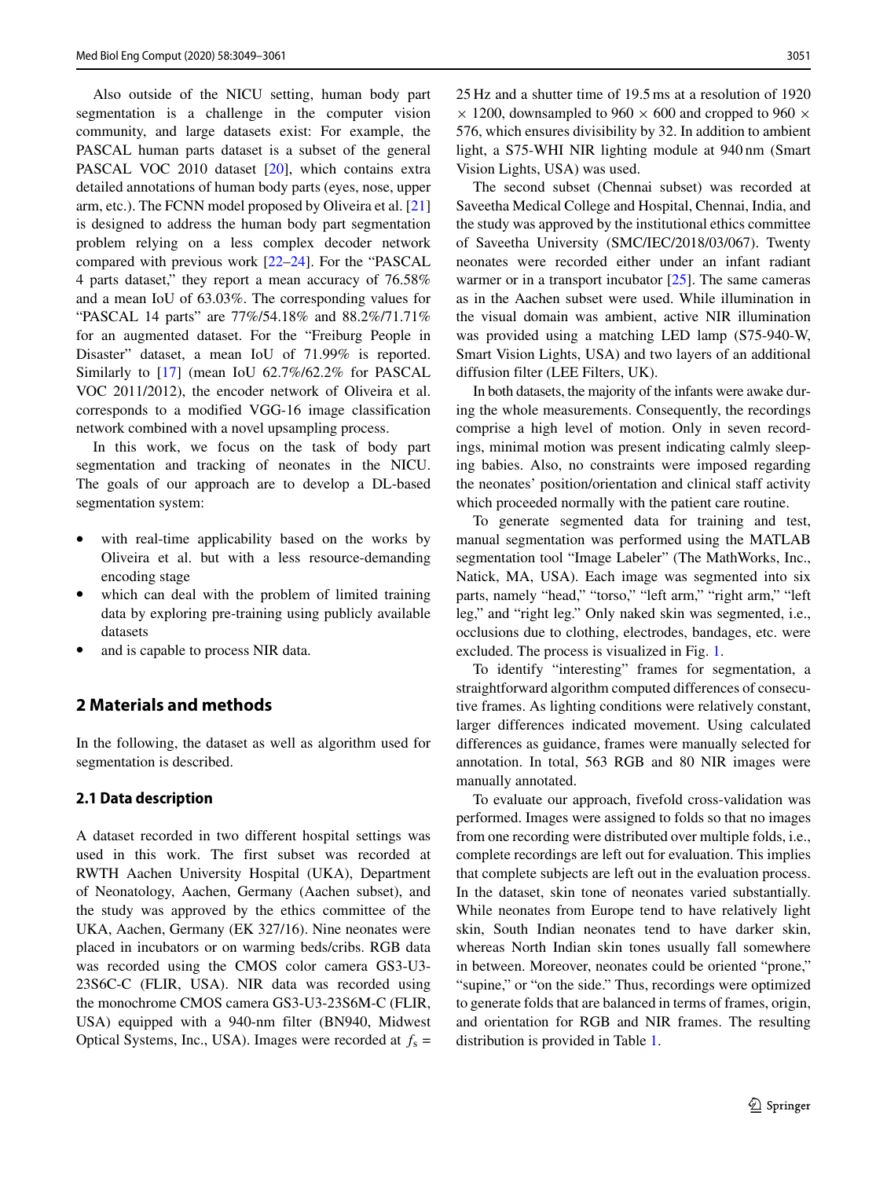Also outside of the NICU setting, human body part segmentation is a challenge in the computer vision community, and large datasets exist: For example, the PASCAL human parts dataset is a subset of the general PASCAL VOC 2010 dataset [20], which contains extra detailed annotations of human body parts (eyes, nose, upper arm, etc.). The FCNN model proposed by Oliveira et al. [21] is designed to address the human body part segmentation problem relying on a less complex decoder network compared with previous work [22–24]. For the "PASCAL 4 parts dataset," they report a mean accuracy of 76.58% and a mean IoU of 63.03%. The corresponding values for "PASCAL 14 parts" are 77%/54.18% and 88.2%/71.71% for an augmented dataset. For the "Freiburg People in Disaster" dataset, a mean IoU of 71.99% is reported. Similarly to [17] (mean IoU 62.7%/62.2% for PASCAL VOC 2011/2012), the encoder network of Oliveira et al. corresponds to a modified VGG-16 image classification network combined with a novel upsampling process.

In this work, we focus on the task of body part segmentation and tracking of neonates in the NICU. The goals of our approach are to develop a DL-based segmentation system:

- with real-time applicability based on the works by Oliveira et al. but with a less resource-demanding encoding stage
- which can deal with the problem of limited training data by exploring pre-training using publicly available datasets
- and is capable to process NIR data.

## 2 Materials and methods

In the following, the dataset as well as algorithm used for segmentation is described.

### 2.1 Data description

A dataset recorded in two different hospital settings was used in this work. The first subset was recorded at RWTH Aachen University Hospital (UKA), Department of Neonatology, Aachen, Germany (Aachen subset), and the study was approved by the ethics committee of the UKA, Aachen, Germany (EK 327/16). Nine neonates were placed in incubators or on warming beds/cribs. RGB data was recorded using the CMOS color camera GS3-U3-23S6C-C (FLIR, USA). NIR data was recorded using the monochrome CMOS camera GS3-U3-23S6M-C (FLIR, USA) equipped with a 940-nm filter (BN940, Midwest Optical Systems, Inc., USA). Images were recorded at $f_s$ = 25 Hz and a shutter time of 19.5 ms at a resolution of 1920 × 1200, downsampled to 960 × 600 and cropped to 960 × 576, which ensures divisibility by 32. In addition to ambient light, a S75-WHI NIR lighting module at 940 nm (Smart Vision Lights, USA) was used.

The second subset (Chennai subset) was recorded at Saveetha Medical College and Hospital, Chennai, India, and the study was approved by the institutional ethics committee of Saveetha University (SMC/IEC/2018/03/067). Twenty neonates were recorded either under an infant radiant warmer or in a transport incubator [25]. The same cameras as in the Aachen subset were used. While illumination in the visual domain was ambient, active NIR illumination was provided using a matching LED lamp (S75-940-W, Smart Vision Lights, USA) and two layers of an additional diffusion filter (LEE Filters, UK).

In both datasets, the majority of the infants were awake during the whole measurements. Consequently, the recordings comprise a high level of motion. Only in seven recordings, minimal motion was present indicating calmly sleeping babies. Also, no constraints were imposed regarding the neonates' position/orientation and clinical staff activity which proceeded normally with the patient care routine.

To generate segmented data for training and test, manual segmentation was performed using the MATLAB segmentation tool "Image Labeler" (The MathWorks, Inc., Natick, MA, USA). Each image was segmented into six parts, namely "head," "torso," "left arm," "right arm," "left leg," and "right leg." Only naked skin was segmented, i.e., occlusions due to clothing, electrodes, bandages, etc. were excluded. The process is visualized in Fig. 1.

To identify "interesting" frames for segmentation, a straightforward algorithm computed differences of consecutive frames. As lighting conditions were relatively constant, larger differences indicated movement. Using calculated differences as guidance, frames were manually selected for annotation. In total, 563 RGB and 80 NIR images were manually annotated.

To evaluate our approach, fivefold cross-validation was performed. Images were assigned to folds so that no images from one recording were distributed over multiple folds, i.e., complete recordings are left out for evaluation. This implies that complete subjects are left out in the evaluation process. In the dataset, skin tone of neonates varied substantially. While neonates from Europe tend to have relatively light skin, South Indian neonates tend to have darker skin, whereas North Indian skin tones usually fall somewhere in between. Moreover, neonates could be oriented "prone," "supine," or "on the side." Thus, recordings were optimized to generate folds that are balanced in terms of frames, origin, and orientation for RGB and NIR frames. The resulting distribution is provided in Table 1.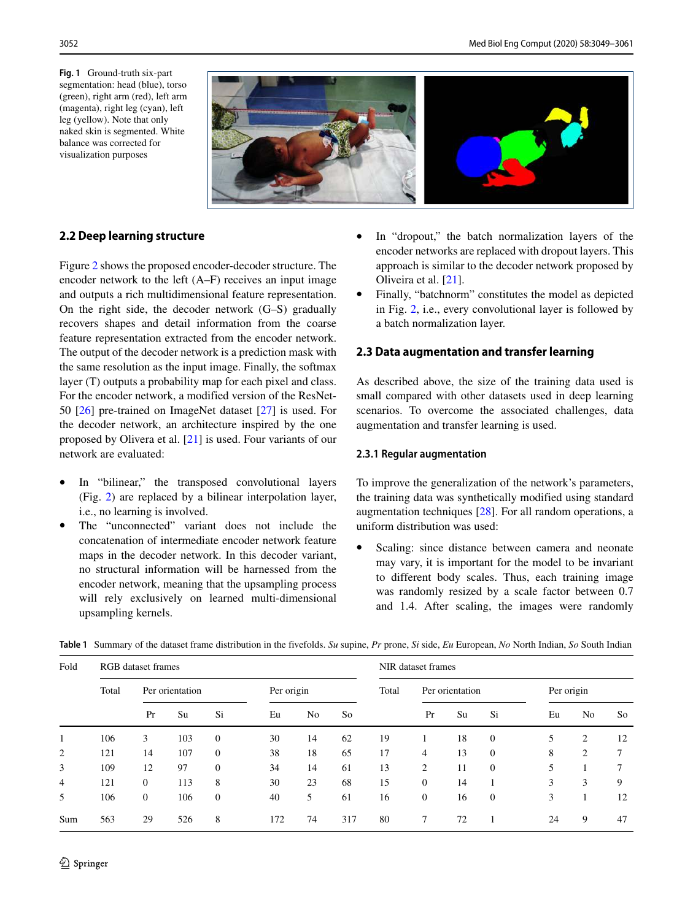**Fig. 1** Ground-truth six-part segmentation: head (blue), torso (green), right arm (red), left arm (magenta), right leg (cyan), left leg (yellow). Note that only naked skin is segmented. White balance was corrected for visualization purposes

### 2.2 Deep learning structure

Figure 2 shows the proposed encoder-decoder structure. The encoder network to the left (A–F) receives an input image and outputs a rich multidimensional feature representation. On the right side, the decoder network (G–S) gradually recovers shapes and detail information from the coarse feature representation extracted from the encoder network. The output of the decoder network is a prediction mask with the same resolution as the input image. Finally, the softmax layer (T) outputs a probability map for each pixel and class. For the encoder network, a modified version of the ResNet-50 [26] pre-trained on ImageNet dataset [27] is used. For the decoder network, an architecture inspired by the one proposed by Olivera et al. [21] is used. Four variants of our network are evaluated:

- In "bilinear," the transposed convolutional layers (Fig. 2) are replaced by a bilinear interpolation layer, i.e., no learning is involved.
- The "unconnected" variant does not include the concatenation of intermediate encoder network feature maps in the decoder network. In this decoder variant, no structural information will be harnessed from the encoder network, meaning that the upsampling process will rely exclusively on learned multi-dimensional upsampling kernels.
- In "dropout," the batch normalization layers of the encoder networks are replaced with dropout layers. This approach is similar to the decoder network proposed by Oliveira et al. [21].
- Finally, "batchnorm" constitutes the model as depicted in Fig. 2, i.e., every convolutional layer is followed by a batch normalization layer.

### 2.3 Data augmentation and transfer learning

As described above, the size of the training data used is small compared with other datasets used in deep learning scenarios. To overcome the associated challenges, data augmentation and transfer learning is used.

#### 2.3.1 Regular augmentation

To improve the generalization of the network's parameters, the training data was synthetically modified using standard augmentation techniques [28]. For all random operations, a uniform distribution was used:

- Scaling: since distance between camera and neonate may vary, it is important for the model to be invariant to different body scales. Thus, each training image was randomly resized by a scale factor between 0.7 and 1.4. After scaling, the images were randomly

**Table 1** Summary of the dataset frame distribution in the fivefolds. *Su* supine, *Pr* prone, *Si* side, *Eu* European, *No* North Indian, *So* South Indian

| Fold | RGB dataset frames | | | | | | | NIR dataset frames | | | | | | |
|---|---|---|---|---|---|---|---|---|---|---|---|---|---|---|
| | Total | Per orientation | | | Per origin | | | Total | Per orientation | | | Per origin | | |
| | | Pr | Su | Si | Eu | No | So | | Pr | Su | Si | Eu | No | So |
| 1 | 106 | 3 | 103 | 0 | 30 | 14 | 62 | 19 | 1 | 18 | 0 | 5 | 2 | 12 |
| 2 | 121 | 14 | 107 | 0 | 38 | 18 | 65 | 17 | 4 | 13 | 0 | 8 | 2 | 7 |
| 3 | 109 | 12 | 97 | 0 | 34 | 14 | 61 | 13 | 2 | 11 | 0 | 5 | 1 | 7 |
| 4 | 121 | 0 | 113 | 8 | 30 | 23 | 68 | 15 | 0 | 14 | 1 | 3 | 3 | 9 |
| 5 | 106 | 0 | 106 | 0 | 40 | 5 | 61 | 16 | 0 | 16 | 0 | 3 | 1 | 12 |
| Sum | 563 | 29 | 526 | 8 | 172 | 74 | 317 | 80 | 7 | 72 | 1 | 24 | 9 | 47 |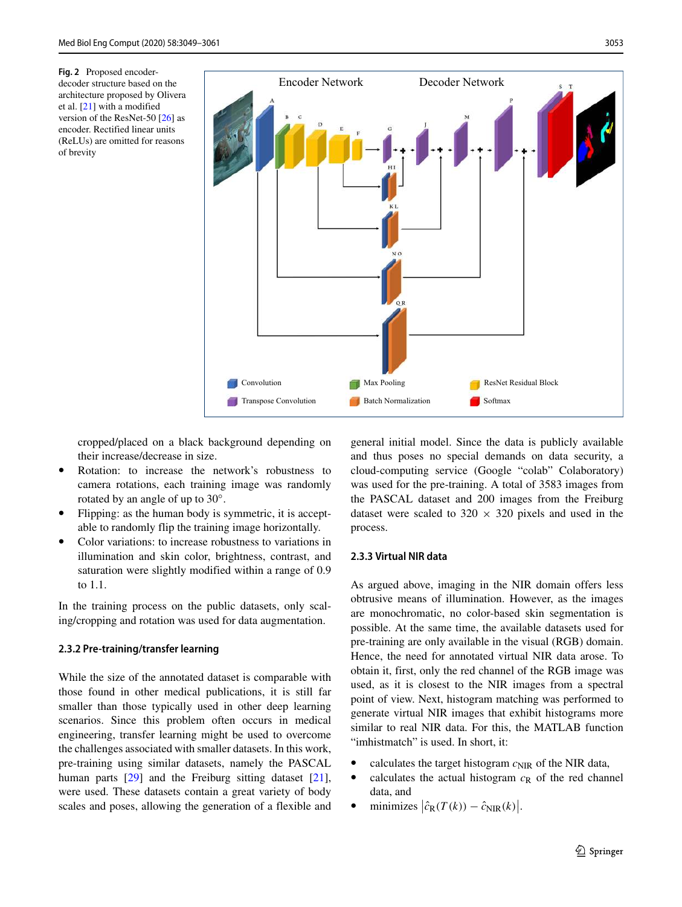**Fig. 2** Proposed encoder-decoder structure based on the architecture proposed by Olivera et al. [21] with a modified version of the ResNet-50 [26] as encoder. Rectified linear units (ReLUs) are omitted for reasons of brevity

cropped/placed on a black background depending on their increase/decrease in size.

- Rotation: to increase the network's robustness to camera rotations, each training image was randomly rotated by an angle of up to 30°.
- Flipping: as the human body is symmetric, it is acceptable to randomly flip the training image horizontally.
- Color variations: to increase robustness to variations in illumination and skin color, brightness, contrast, and saturation were slightly modified within a range of 0.9 to 1.1.

In the training process on the public datasets, only scaling/cropping and rotation was used for data augmentation.

### 2.3.2 Pre-training/transfer learning

While the size of the annotated dataset is comparable with those found in other medical publications, it is still far smaller than those typically used in other deep learning scenarios. Since this problem often occurs in medical engineering, transfer learning might be used to overcome the challenges associated with smaller datasets. In this work, pre-training using similar datasets, namely the PASCAL human parts [29] and the Freiburg sitting dataset [21], were used. These datasets contain a great variety of body scales and poses, allowing the generation of a flexible and general initial model. Since the data is publicly available and thus poses no special demands on data security, a cloud-computing service (Google "colab" Colaboratory) was used for the pre-training. A total of 3583 images from the PASCAL dataset and 200 images from the Freiburg dataset were scaled to 320 × 320 pixels and used in the process.

### 2.3.3 Virtual NIR data

As argued above, imaging in the NIR domain offers less obtrusive means of illumination. However, as the images are monochromatic, no color-based skin segmentation is possible. At the same time, the available datasets used for pre-training are only available in the visual (RGB) domain. Hence, the need for annotated virtual NIR data arose. To obtain it, first, only the red channel of the RGB image was used, as it is closest to the NIR images from a spectral point of view. Next, histogram matching was performed to generate virtual NIR images that exhibit histograms more similar to real NIR data. For this, the MATLAB function "imhistmatch" is used. In short, it:

- calculates the target histogram $c_{\mathrm{NIR}}$ of the NIR data,
- calculates the actual histogram $c_{\mathrm{R}}$ of the red channel data, and
- minimizes $\left|\hat{c}_{\mathrm{R}}(T(k)) - \hat{c}_{\mathrm{NIR}}(k)\right|$.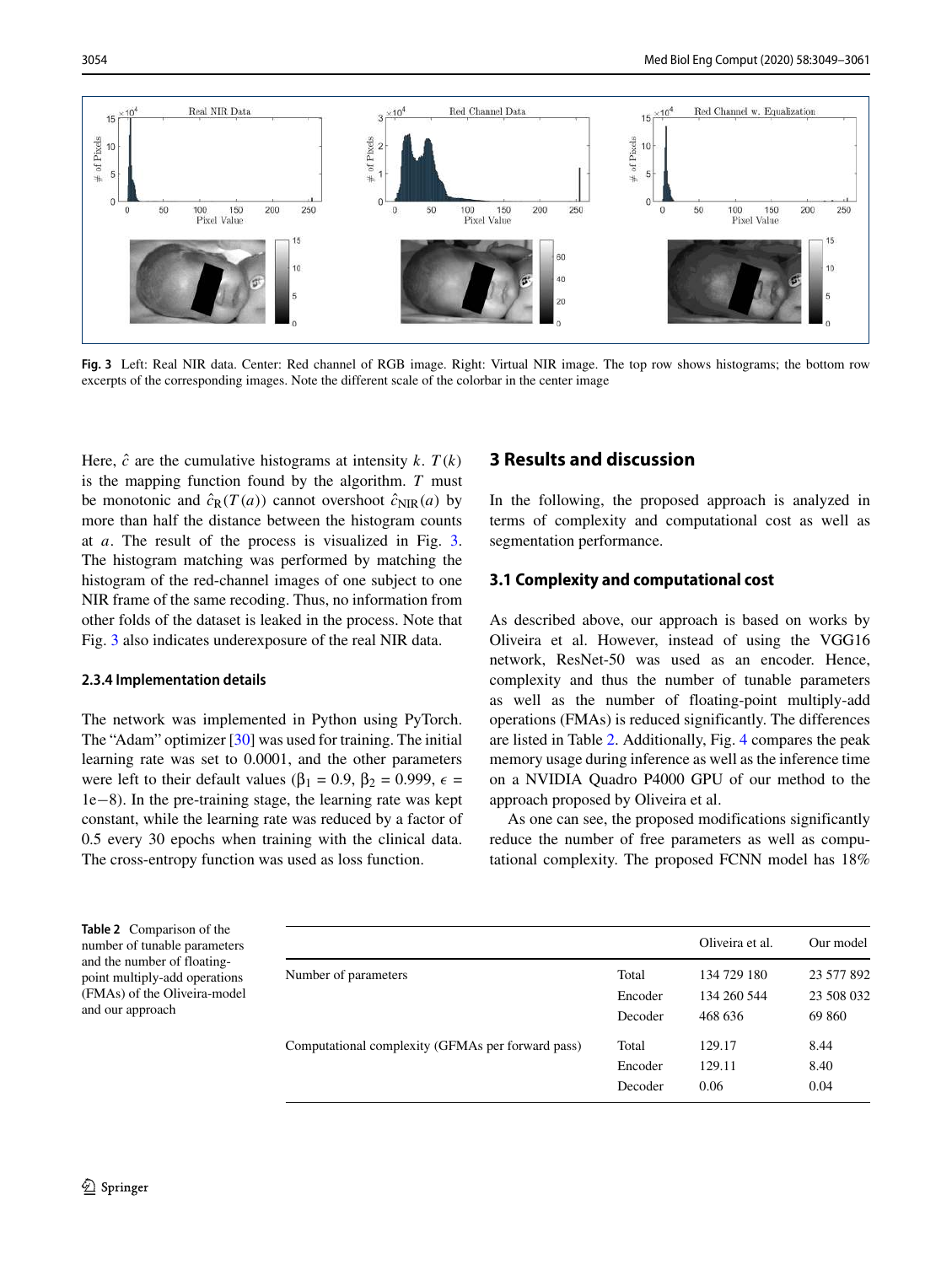Fig. 3 Left: Real NIR data. Center: Red channel of RGB image. Right: Virtual NIR image. The top row shows histograms; the bottom row excerpts of the corresponding images. Note the different scale of the colorbar in the center image

Here, $\hat{c}$ are the cumulative histograms at intensity $k$. $T(k)$ is the mapping function found by the algorithm. $T$ must be monotonic and $\hat{c}_R(T(a))$ cannot overshoot $\hat{c}_{NIR}(a)$ by more than half the distance between the histogram counts at $a$. The result of the process is visualized in Fig. 3. The histogram matching was performed by matching the histogram of the red-channel images of one subject to one NIR frame of the same recoding. Thus, no information from other folds of the dataset is leaked in the process. Note that Fig. 3 also indicates underexposure of the real NIR data.

### 2.3.4 Implementation details

The network was implemented in Python using PyTorch. The "Adam" optimizer [30] was used for training. The initial learning rate was set to 0.0001, and the other parameters were left to their default values ($\beta_1 = 0.9$, $\beta_2 = 0.999$, $\epsilon =$ 1e−8). In the pre-training stage, the learning rate was kept constant, while the learning rate was reduced by a factor of 0.5 every 30 epochs when training with the clinical data. The cross-entropy function was used as loss function.

## 3 Results and discussion

In the following, the proposed approach is analyzed in terms of complexity and computational cost as well as segmentation performance.

### 3.1 Complexity and computational cost

As described above, our approach is based on works by Oliveira et al. However, instead of using the VGG16 network, ResNet-50 was used as an encoder. Hence, complexity and thus the number of tunable parameters as well as the number of floating-point multiply-add operations (FMAs) is reduced significantly. The differences are listed in Table 2. Additionally, Fig. 4 compares the peak memory usage during inference as well as the inference time on a NVIDIA Quadro P4000 GPU of our method to the approach proposed by Oliveira et al.

As one can see, the proposed modifications significantly reduce the number of free parameters as well as computational complexity. The proposed FCNN model has 18%

**Table 2** Comparison of the number of tunable parameters and the number of floating-point multiply-add operations (FMAs) of the Oliveira-model and our approach

| | | Oliveira et al. | Our model |
|---|---|---|---|
| Number of parameters | Total | 134 729 180 | 23 577 892 |
| | Encoder | 134 260 544 | 23 508 032 |
| | Decoder | 468 636 | 69 860 |
| Computational complexity (GFMAs per forward pass) | Total | 129.17 | 8.44 |
| | Encoder | 129.11 | 8.40 |
| | Decoder | 0.06 | 0.04 |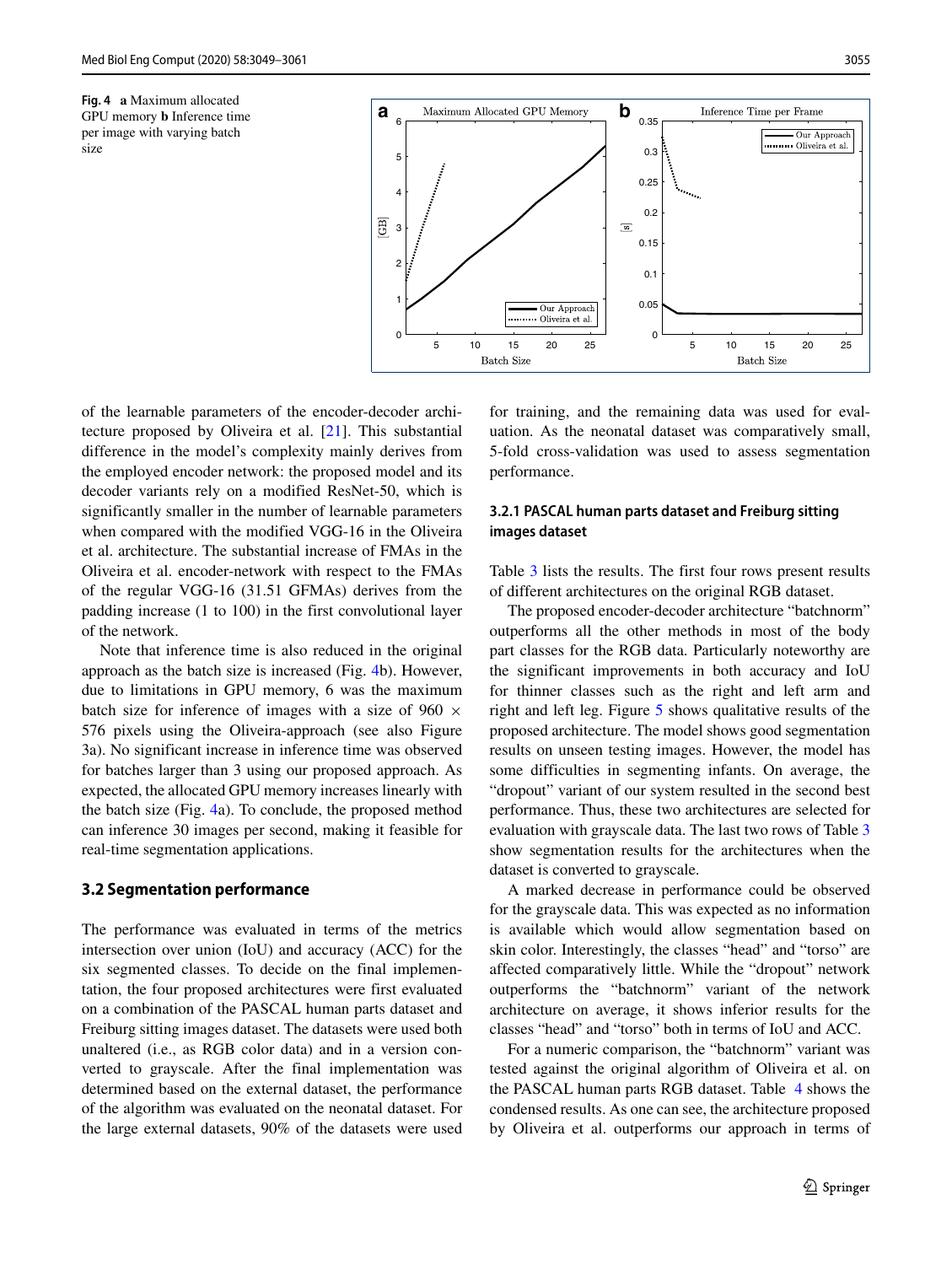**Fig. 4** **a** Maximum allocated GPU memory **b** Inference time per image with varying batch size

of the learnable parameters of the encoder-decoder architecture proposed by Oliveira et al. [21]. This substantial difference in the model's complexity mainly derives from the employed encoder network: the proposed model and its decoder variants rely on a modified ResNet-50, which is significantly smaller in the number of learnable parameters when compared with the modified VGG-16 in the Oliveira et al. architecture. The substantial increase of FMAs in the Oliveira et al. encoder-network with respect to the FMAs of the regular VGG-16 (31.51 GFMAs) derives from the padding increase (1 to 100) in the first convolutional layer of the network.

Note that inference time is also reduced in the original approach as the batch size is increased (Fig. 4b). However, due to limitations in GPU memory, 6 was the maximum batch size for inference of images with a size of 960 × 576 pixels using the Oliveira-approach (see also Figure 3a). No significant increase in inference time was observed for batches larger than 3 using our proposed approach. As expected, the allocated GPU memory increases linearly with the batch size (Fig. 4a). To conclude, the proposed method can inference 30 images per second, making it feasible for real-time segmentation applications.

### 3.2 Segmentation performance

The performance was evaluated in terms of the metrics intersection over union (IoU) and accuracy (ACC) for the six segmented classes. To decide on the final implementation, the four proposed architectures were first evaluated on a combination of the PASCAL human parts dataset and Freiburg sitting images dataset. The datasets were used both unaltered (i.e., as RGB color data) and in a version converted to grayscale. After the final implementation was determined based on the external dataset, the performance of the algorithm was evaluated on the neonatal dataset. For the large external datasets, 90% of the datasets were used for training, and the remaining data was used for evaluation. As the neonatal dataset was comparatively small, 5-fold cross-validation was used to assess segmentation performance.

#### 3.2.1 PASCAL human parts dataset and Freiburg sitting images dataset

Table 3 lists the results. The first four rows present results of different architectures on the original RGB dataset.

The proposed encoder-decoder architecture "batchnorm" outperforms all the other methods in most of the body part classes for the RGB data. Particularly noteworthy are the significant improvements in both accuracy and IoU for thinner classes such as the right and left arm and right and left leg. Figure 5 shows qualitative results of the proposed architecture. The model shows good segmentation results on unseen testing images. However, the model has some difficulties in segmenting infants. On average, the "dropout" variant of our system resulted in the second best performance. Thus, these two architectures are selected for evaluation with grayscale data. The last two rows of Table 3 show segmentation results for the architectures when the dataset is converted to grayscale.

A marked decrease in performance could be observed for the grayscale data. This was expected as no information is available which would allow segmentation based on skin color. Interestingly, the classes "head" and "torso" are affected comparatively little. While the "dropout" network outperforms the "batchnorm" variant of the network architecture on average, it shows inferior results for the classes "head" and "torso" both in terms of IoU and ACC.

For a numeric comparison, the "batchnorm" variant was tested against the original algorithm of Oliveira et al. on the PASCAL human parts RGB dataset. Table 4 shows the condensed results. As one can see, the architecture proposed by Oliveira et al. outperforms our approach in terms of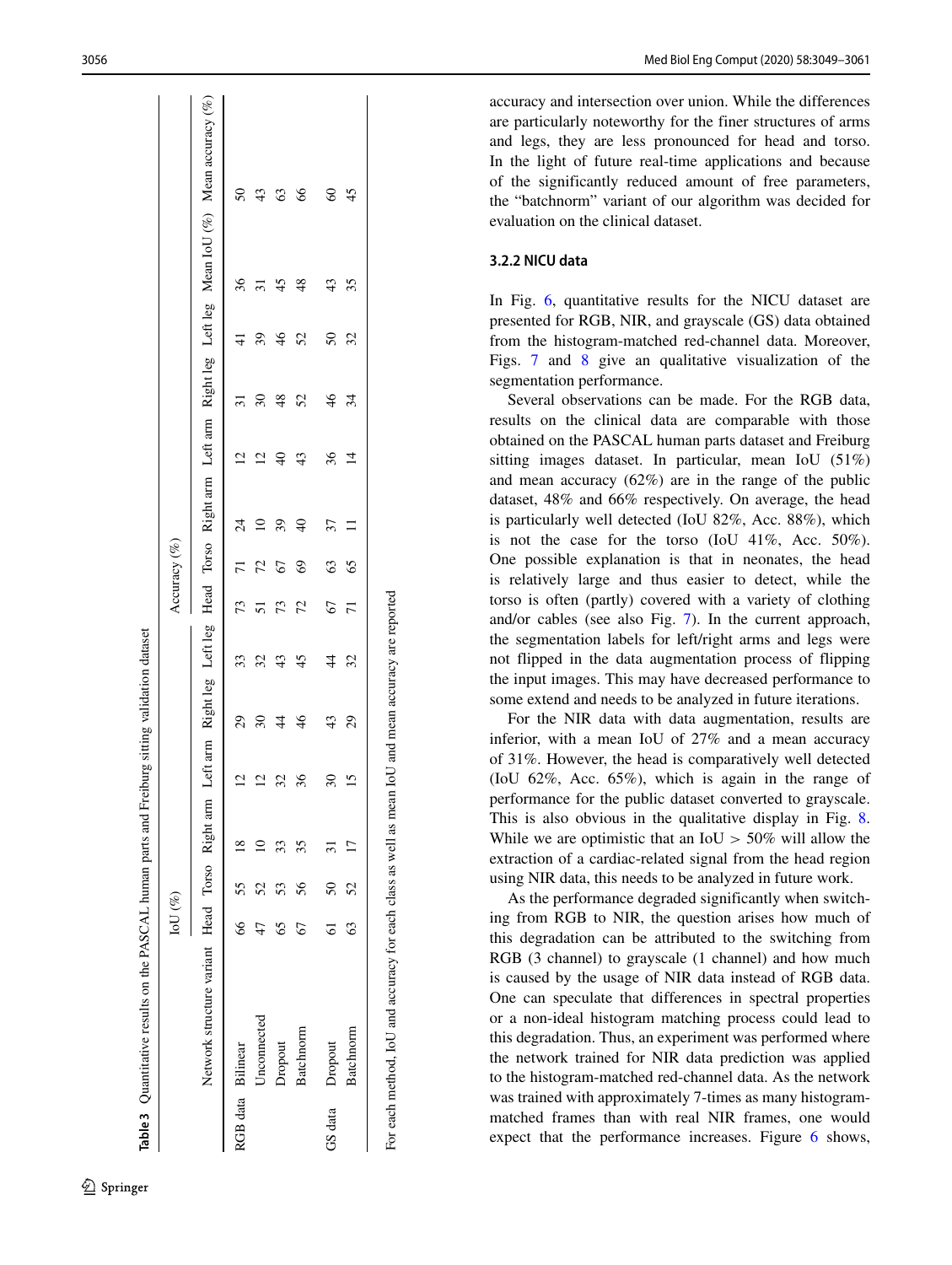**Table 3** Quantitative results on the PASCAL human parts and Freiburg sitting validation dataset

| | Network structure variant | IoU (%) | | | | | | | Accuracy (%) | | | | | | | Mean IoU (%) | Mean accuracy (%) |
|---|---|---|---|---|---|---|---|---|---|---|---|---|---|---|---|---|---|
| | | Head | Torso | Right arm | Left arm | Right leg | Left leg | | Head | Torso | Right arm | Left arm | Right leg | Left leg | | | |
| RGB data | Bilinear | 66 | 55 | 18 | 12 | 29 | 33 | | 73 | 71 | 24 | 12 | 31 | 41 | | 36 | 50 |
| | Unconnected | 47 | 52 | 10 | 12 | 30 | 32 | | 51 | 72 | 10 | 12 | 30 | 39 | | 31 | 43 |
| | Dropout | 65 | 53 | 33 | 32 | 44 | 43 | | 73 | 67 | 39 | 40 | 48 | 46 | | 45 | 63 |
| | Batchnorm | 67 | 56 | 35 | 36 | 46 | 45 | | 72 | 69 | 40 | 43 | 52 | 52 | | 48 | 66 |
| GS data | Dropout | 61 | 50 | 31 | 30 | 43 | 44 | | 67 | 63 | 37 | 36 | 46 | 50 | | 43 | 60 |
| | Batchnorm | 63 | 52 | 17 | 15 | 29 | 32 | | 71 | 65 | 11 | 14 | 34 | 32 | | 35 | 45 |

For each method, IoU and accuracy for each class as well as mean IoU and mean accuracy are reported

accuracy and intersection over union. While the differences are particularly noteworthy for the finer structures of arms and legs, they are less pronounced for head and torso. In the light of future real-time applications and because of the significantly reduced amount of free parameters, the "batchnorm" variant of our algorithm was decided for evaluation on the clinical dataset.

#### 3.2.2 NICU data

In Fig. 6, quantitative results for the NICU dataset are presented for RGB, NIR, and grayscale (GS) data obtained from the histogram-matched red-channel data. Moreover, Figs. 7 and 8 give an qualitative visualization of the segmentation performance.

Several observations can be made. For the RGB data, results on the clinical data are comparable with those obtained on the PASCAL human parts dataset and Freiburg sitting images dataset. In particular, mean IoU (51%) and mean accuracy (62%) are in the range of the public dataset, 48% and 66% respectively. On average, the head is particularly well detected (IoU 82%, Acc. 88%), which is not the case for the torso (IoU 41%, Acc. 50%). One possible explanation is that in neonates, the head is relatively large and thus easier to detect, while the torso is often (partly) covered with a variety of clothing and/or cables (see also Fig. 7). In the current approach, the segmentation labels for left/right arms and legs were not flipped in the data augmentation process of flipping the input images. This may have decreased performance to some extend and needs to be analyzed in future iterations.

For the NIR data with data augmentation, results are inferior, with a mean IoU of 27% and a mean accuracy of 31%. However, the head is comparatively well detected (IoU 62%, Acc. 65%), which is again in the range of performance for the public dataset converted to grayscale. This is also obvious in the qualitative display in Fig. 8. While we are optimistic that an IoU $> 50\%$ will allow the extraction of a cardiac-related signal from the head region using NIR data, this needs to be analyzed in future work.

As the performance degraded significantly when switching from RGB to NIR, the question arises how much of this degradation can be attributed to the switching from RGB (3 channel) to grayscale (1 channel) and how much is caused by the usage of NIR data instead of RGB data. One can speculate that differences in spectral properties or a non-ideal histogram matching process could lead to this degradation. Thus, an experiment was performed where the network trained for NIR data prediction was applied to the histogram-matched red-channel data. As the network was trained with approximately 7-times as many histogram-matched frames than with real NIR frames, one would expect that the performance increases. Figure 6 shows,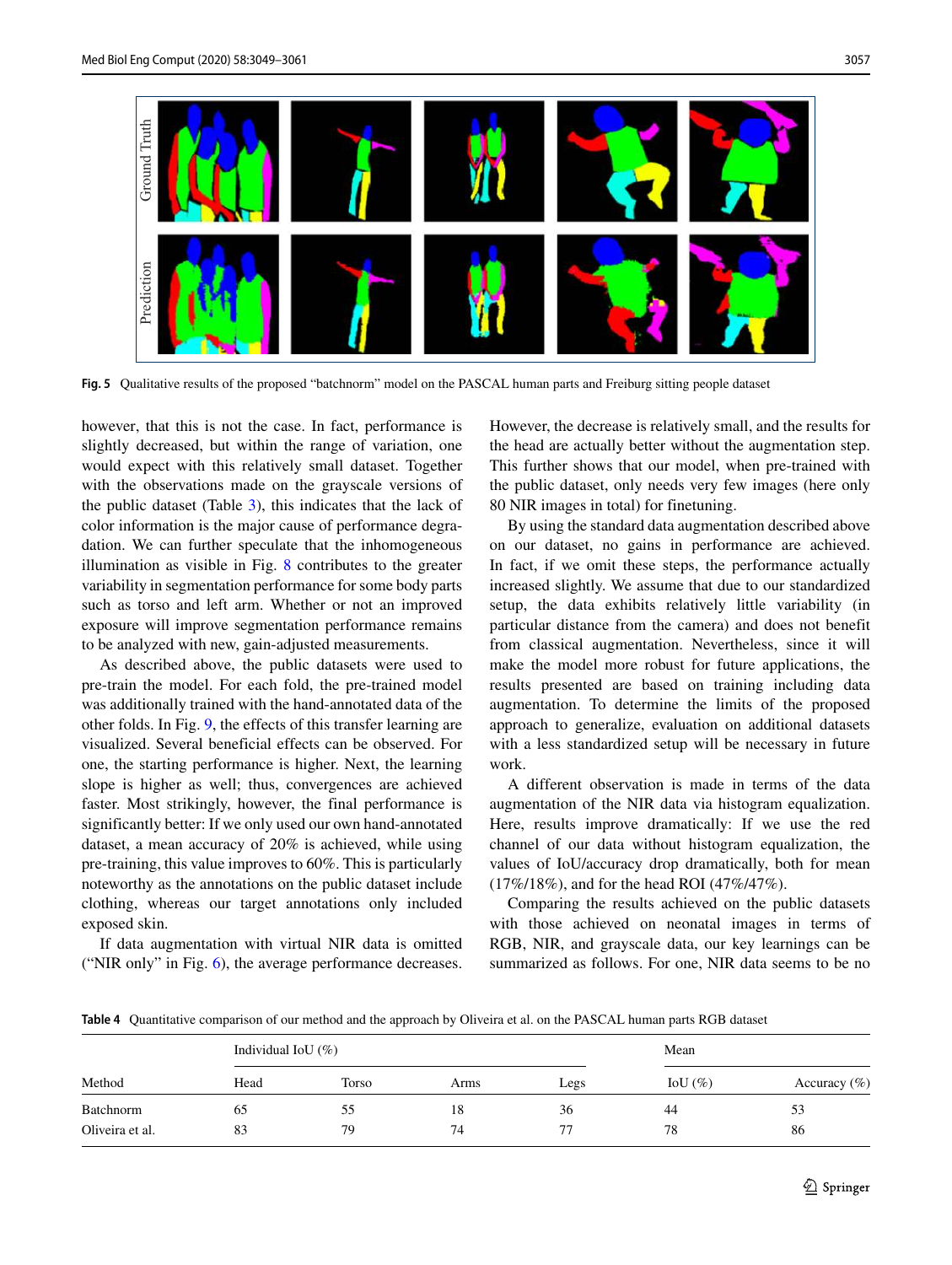Fig. 5 Qualitative results of the proposed "batchnorm" model on the PASCAL human parts and Freiburg sitting people dataset

however, that this is not the case. In fact, performance is slightly decreased, but within the range of variation, one would expect with this relatively small dataset. Together with the observations made on the grayscale versions of the public dataset (Table 3), this indicates that the lack of color information is the major cause of performance degradation. We can further speculate that the inhomogeneous illumination as visible in Fig. 8 contributes to the greater variability in segmentation performance for some body parts such as torso and left arm. Whether or not an improved exposure will improve segmentation performance remains to be analyzed with new, gain-adjusted measurements.

As described above, the public datasets were used to pre-train the model. For each fold, the pre-trained model was additionally trained with the hand-annotated data of the other folds. In Fig. 9, the effects of this transfer learning are visualized. Several beneficial effects can be observed. For one, the starting performance is higher. Next, the learning slope is higher as well; thus, convergences are achieved faster. Most strikingly, however, the final performance is significantly better: If we only used our own hand-annotated dataset, a mean accuracy of 20% is achieved, while using pre-training, this value improves to 60%. This is particularly noteworthy as the annotations on the public dataset include clothing, whereas our target annotations only included exposed skin.

If data augmentation with virtual NIR data is omitted ("NIR only" in Fig. 6), the average performance decreases. However, the decrease is relatively small, and the results for the head are actually better without the augmentation step. This further shows that our model, when pre-trained with the public dataset, only needs very few images (here only 80 NIR images in total) for finetuning.

By using the standard data augmentation described above on our dataset, no gains in performance are achieved. In fact, if we omit these steps, the performance actually increased slightly. We assume that due to our standardized setup, the data exhibits relatively little variability (in particular distance from the camera) and does not benefit from classical augmentation. Nevertheless, since it will make the model more robust for future applications, the results presented are based on training including data augmentation. To determine the limits of the proposed approach to generalize, evaluation on additional datasets with a less standardized setup will be necessary in future work.

A different observation is made in terms of the data augmentation of the NIR data via histogram equalization. Here, results improve dramatically: If we use the red channel of our data without histogram equalization, the values of IoU/accuracy drop dramatically, both for mean (17%/18%), and for the head ROI (47%/47%).

Comparing the results achieved on the public datasets with those achieved on neonatal images in terms of RGB, NIR, and grayscale data, our key learnings can be summarized as follows. For one, NIR data seems to be no

**Table 4** Quantitative comparison of our method and the approach by Oliveira et al. on the PASCAL human parts RGB dataset

| Method | Individual IoU (%) | | | | Mean | |
|---|---|---|---|---|---|---|
| | Head | Torso | Arms | Legs | IoU (%) | Accuracy (%) |
| Batchnorm | 65 | 55 | 18 | 36 | 44 | 53 |
| Oliveira et al. | 83 | 79 | 74 | 77 | 78 | 86 |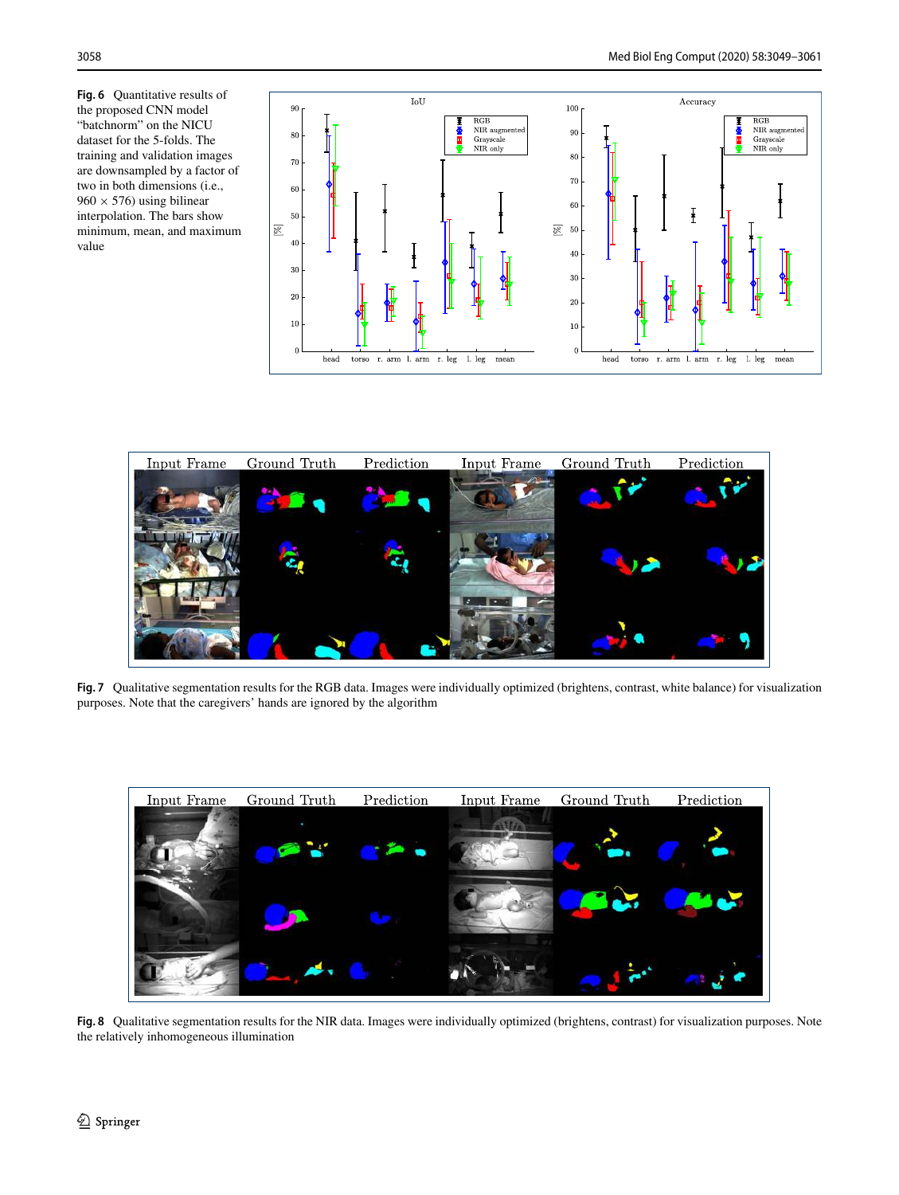**Fig. 6** Quantitative results of the proposed CNN model "batchnorm" on the NICU dataset for the 5-folds. The training and validation images are downsampled by a factor of two in both dimensions (i.e., 960 × 576) using bilinear interpolation. The bars show minimum, mean, and maximum value

**Fig. 7** Qualitative segmentation results for the RGB data. Images were individually optimized (brightens, contrast, white balance) for visualization purposes. Note that the caregivers' hands are ignored by the algorithm

**Fig. 8** Qualitative segmentation results for the NIR data. Images were individually optimized (brightens, contrast) for visualization purposes. Note the relatively inhomogeneous illumination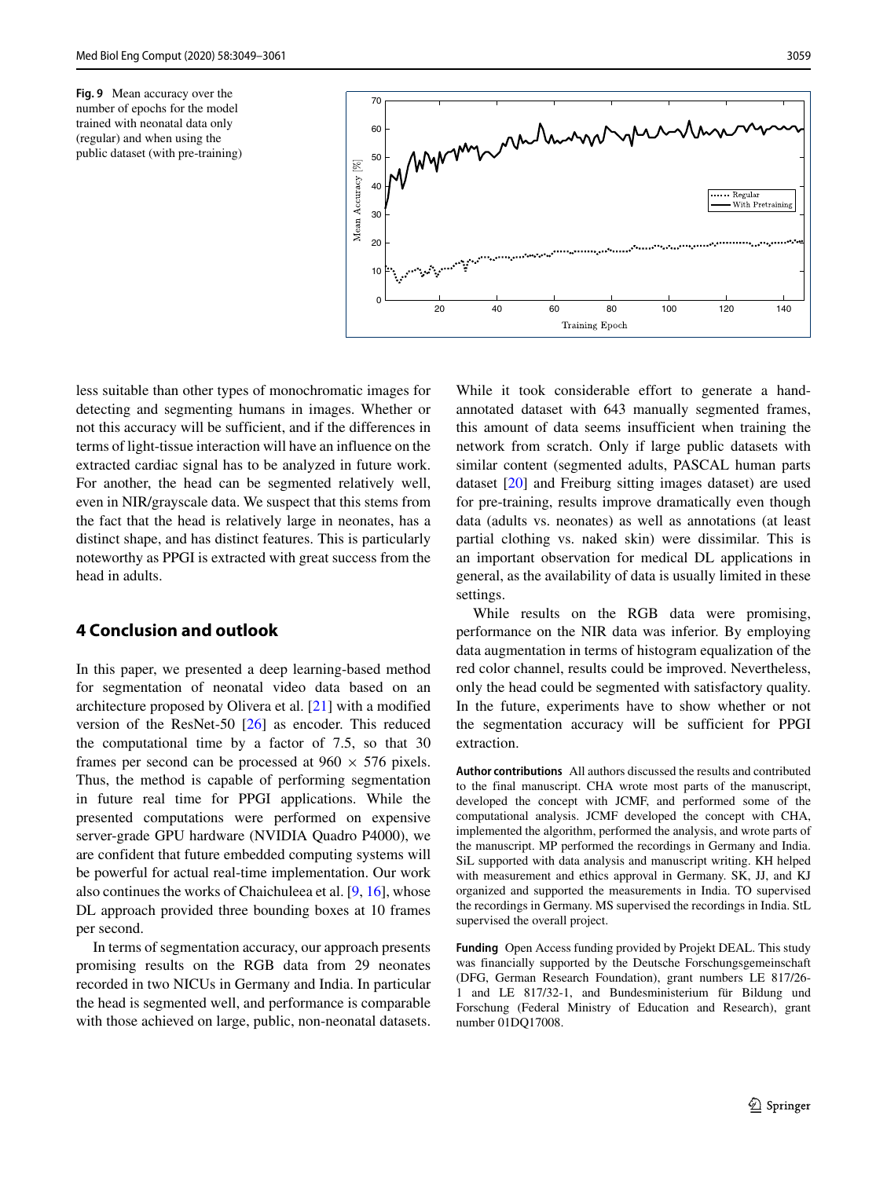**Fig. 9** Mean accuracy over the number of epochs for the model trained with neonatal data only (regular) and when using the public dataset (with pre-training)

less suitable than other types of monochromatic images for detecting and segmenting humans in images. Whether or not this accuracy will be sufficient, and if the differences in terms of light-tissue interaction will have an influence on the extracted cardiac signal has to be analyzed in future work. For another, the head can be segmented relatively well, even in NIR/grayscale data. We suspect that this stems from the fact that the head is relatively large in neonates, has a distinct shape, and has distinct features. This is particularly noteworthy as PPGI is extracted with great success from the head in adults.

## 4 Conclusion and outlook

In this paper, we presented a deep learning-based method for segmentation of neonatal video data based on an architecture proposed by Olivera et al. [21] with a modified version of the ResNet-50 [26] as encoder. This reduced the computational time by a factor of 7.5, so that 30 frames per second can be processed at 960 × 576 pixels. Thus, the method is capable of performing segmentation in future real time for PPGI applications. While the presented computations were performed on expensive server-grade GPU hardware (NVIDIA Quadro P4000), we are confident that future embedded computing systems will be powerful for actual real-time implementation. Our work also continues the works of Chaichuleea et al. [9, 16], whose DL approach provided three bounding boxes at 10 frames per second.

In terms of segmentation accuracy, our approach presents promising results on the RGB data from 29 neonates recorded in two NICUs in Germany and India. In particular the head is segmented well, and performance is comparable with those achieved on large, public, non-neonatal datasets. While it took considerable effort to generate a hand-annotated dataset with 643 manually segmented frames, this amount of data seems insufficient when training the network from scratch. Only if large public datasets with similar content (segmented adults, PASCAL human parts dataset [20] and Freiburg sitting images dataset) are used for pre-training, results improve dramatically even though data (adults vs. neonates) as well as annotations (at least partial clothing vs. naked skin) were dissimilar. This is an important observation for medical DL applications in general, as the availability of data is usually limited in these settings.

While results on the RGB data were promising, performance on the NIR data was inferior. By employing data augmentation in terms of histogram equalization of the red color channel, results could be improved. Nevertheless, only the head could be segmented with satisfactory quality. In the future, experiments have to show whether or not the segmentation accuracy will be sufficient for PPGI extraction.

**Author contributions** All authors discussed the results and contributed to the final manuscript. CHA wrote most parts of the manuscript, developed the concept with JCMF, and performed some of the computational analysis. JCMF developed the concept with CHA, implemented the algorithm, performed the analysis, and wrote parts of the manuscript. MP performed the recordings in Germany and India. SiL supported with data analysis and manuscript writing. KH helped with measurement and ethics approval in Germany. SK, JJ, and KJ organized and supported the measurements in India. TO supervised the recordings in Germany. MS supervised the recordings in India. StL supervised the overall project.

**Funding** Open Access funding provided by Projekt DEAL. This study was financially supported by the Deutsche Forschungsgemeinschaft (DFG, German Research Foundation), grant numbers LE 817/26-1 and LE 817/32-1, and Bundesministerium für Bildung und Forschung (Federal Ministry of Education and Research), grant number 01DQ17008.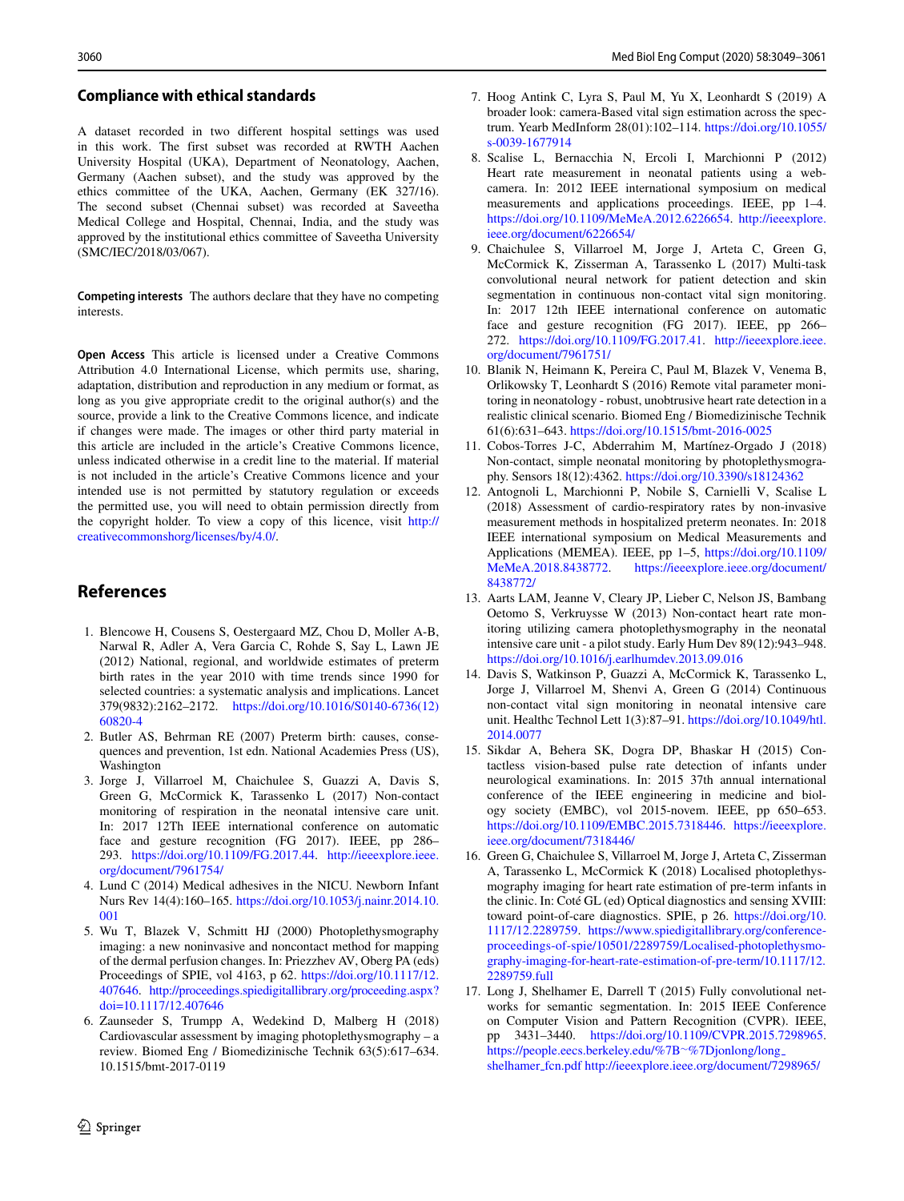## Compliance with ethical standards

A dataset recorded in two different hospital settings was used in this work. The first subset was recorded at RWTH Aachen University Hospital (UKA), Department of Neonatology, Aachen, Germany (Aachen subset), and the study was approved by the ethics committee of the UKA, Aachen, Germany (EK 327/16). The second subset (Chennai subset) was recorded at Saveetha Medical College and Hospital, Chennai, India, and the study was approved by the institutional ethics committee of Saveetha University (SMC/IEC/2018/03/067).

**Competing interests** The authors declare that they have no competing interests.

**Open Access** This article is licensed under a Creative Commons Attribution 4.0 International License, which permits use, sharing, adaptation, distribution and reproduction in any medium or format, as long as you give appropriate credit to the original author(s) and the source, provide a link to the Creative Commons licence, and indicate if changes were made. The images or other third party material in this article are included in the article's Creative Commons licence, unless indicated otherwise in a credit line to the material. If material is not included in the article's Creative Commons licence and your intended use is not permitted by statutory regulation or exceeds the permitted use, you will need to obtain permission directly from the copyright holder. To view a copy of this licence, visit http://creativecommonshorg/licenses/by/4.0/.

## References

1. Blencowe H, Cousens S, Oestergaard MZ, Chou D, Moller A-B, Narwal R, Adler A, Vera Garcia C, Rohde S, Say L, Lawn JE (2012) National, regional, and worldwide estimates of preterm birth rates in the year 2010 with time trends since 1990 for selected countries: a systematic analysis and implications. Lancet 379(9832):2162–2172. https://doi.org/10.1016/S0140-6736(12)60820-4
2. Butler AS, Behrman RE (2007) Preterm birth: causes, consequences and prevention, 1st edn. National Academies Press (US), Washington
3. Jorge J, Villarroel M, Chaichulee S, Guazzi A, Davis S, Green G, McCormick K, Tarassenko L (2017) Non-contact monitoring of respiration in the neonatal intensive care unit. In: 2017 12Th IEEE international conference on automatic face and gesture recognition (FG 2017). IEEE, pp 286–293. https://doi.org/10.1109/FG.2017.44. http://ieeexplore.ieee.org/document/7961754/
4. Lund C (2014) Medical adhesives in the NICU. Newborn Infant Nurs Rev 14(4):160–165. https://doi.org/10.1053/j.nainr.2014.10.001
5. Wu T, Blazek V, Schmitt HJ (2000) Photoplethysmography imaging: a new noninvasive and noncontact method for mapping of the dermal perfusion changes. In: Priezzhev AV, Oberg PA (eds) Proceedings of SPIE, vol 4163, p 62. https://doi.org/10.1117/12.407646. http://proceedings.spiedigitallibrary.org/proceeding.aspx?doi=10.1117/12.407646
6. Zaunseder S, Trumpp A, Wedekind D, Malberg H (2018) Cardiovascular assessment by imaging photoplethysmography – a review. Biomed Eng / Biomedizinische Technik 63(5):617–634. 10.1515/bmt-2017-0119
7. Hoog Antink C, Lyra S, Paul M, Yu X, Leonhardt S (2019) A broader look: camera-Based vital sign estimation across the spectrum. Yearb MedInform 28(01):102–114. https://doi.org/10.1055/s-0039-1677914
8. Scalise L, Bernacchia N, Ercoli I, Marchionni P (2012) Heart rate measurement in neonatal patients using a webcamera. In: 2012 IEEE international symposium on medical measurements and applications proceedings. IEEE, pp 1–4. https://doi.org/10.1109/MeMeA.2012.6226654. http://ieeexplore.ieee.org/document/6226654/
9. Chaichulee S, Villarroel M, Jorge J, Arteta C, Green G, McCormick K, Zisserman A, Tarassenko L (2017) Multi-task convolutional neural network for patient detection and skin segmentation in continuous non-contact vital sign monitoring. In: 2017 12th IEEE international conference on automatic face and gesture recognition (FG 2017). IEEE, pp 266–272. https://doi.org/10.1109/FG.2017.41. http://ieeexplore.ieee.org/document/7961751/
10. Blanik N, Heimann K, Pereira C, Paul M, Blazek V, Venema B, Orlikowsky T, Leonhardt S (2016) Remote vital parameter monitoring in neonatology - robust, unobtrusive heart rate detection in a realistic clinical scenario. Biomed Eng / Biomedizinische Technik 61(6):631–643. https://doi.org/10.1515/bmt-2016-0025
11. Cobos-Torres J-C, Abderrahim M, Martínez-Orgado J (2018) Non-contact, simple neonatal monitoring by photoplethysmography. Sensors 18(12):4362. https://doi.org/10.3390/s18124362
12. Antognoli L, Marchionni P, Nobile S, Carnielli V, Scalise L (2018) Assessment of cardio-respiratory rates by non-invasive measurement methods in hospitalized preterm neonates. In: 2018 IEEE international symposium on Medical Measurements and Applications (MEMEA). IEEE, pp 1–5, https://doi.org/10.1109/MeMeA.2018.8438772. https://ieeexplore.ieee.org/document/8438772/
13. Aarts LAM, Jeanne V, Cleary JP, Lieber C, Nelson JS, Bambang Oetomo S, Verkruysse W (2013) Non-contact heart rate monitoring utilizing camera photoplethysmography in the neonatal intensive care unit - a pilot study. Early Hum Dev 89(12):943–948. https://doi.org/10.1016/j.earlhumdev.2013.09.016
14. Davis S, Watkinson P, Guazzi A, McCormick K, Tarassenko L, Jorge J, Villarroel M, Shenvi A, Green G (2014) Continuous non-contact vital sign monitoring in neonatal intensive care unit. Healthc Technol Lett 1(3):87–91. https://doi.org/10.1049/htl.2014.0077
15. Sikdar A, Behera SK, Dogra DP, Bhaskar H (2015) Contactless vision-based pulse rate detection of infants under neurological examinations. In: 2015 37th annual international conference of the IEEE engineering in medicine and biology society (EMBC), vol 2015-novem. IEEE, pp 650–653. https://doi.org/10.1109/EMBC.2015.7318446. https://ieeexplore.ieee.org/document/7318446/
16. Green G, Chaichulee S, Villarroel M, Jorge J, Arteta C, Zisserman A, Tarassenko L, McCormick K (2018) Localised photoplethysmography imaging for heart rate estimation of pre-term infants in the clinic. In: Coté GL (ed) Optical diagnostics and sensing XVIII: toward point-of-care diagnostics. SPIE, p 26. https://doi.org/10.1117/12.2289759. https://www.spiedigitallibrary.org/conference-proceedings-of-spie/10501/2289759/Localised-photoplethysmography-imaging-for-heart-rate-estimation-of-pre-term/10.1117/12.2289759.full
17. Long J, Shelhamer E, Darrell T (2015) Fully convolutional networks for semantic segmentation. In: 2015 IEEE Conference on Computer Vision and Pattern Recognition (CVPR). IEEE, pp 3431–3440. https://doi.org/10.1109/CVPR.2015.7298965. https://people.eecs.berkeley.edu/%7B~%7Djonlong/long_shelhamer_fcn.pdf http://ieeexplore.ieee.org/document/7298965/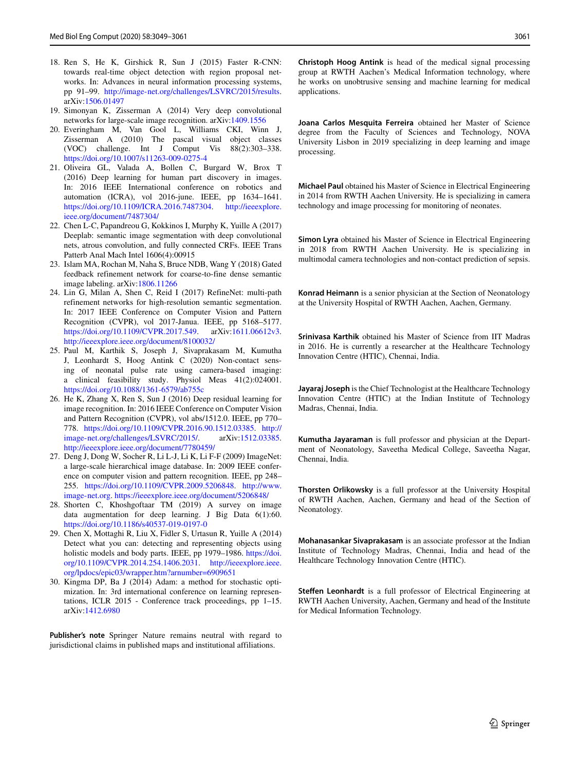18. Ren S, He K, Girshick R, Sun J (2015) Faster R-CNN: towards real-time object detection with region proposal networks. In: Advances in neural information processing systems, pp 91–99. http://image-net.org/challenges/LSVRC/2015/results. arXiv:1506.01497
19. Simonyan K, Zisserman A (2014) Very deep convolutional networks for large-scale image recognition. arXiv:1409.1556
20. Everingham M, Van Gool L, Williams CKI, Winn J, Zisserman A (2010) The pascal visual object classes (VOC) challenge. Int J Comput Vis 88(2):303–338. https://doi.org/10.1007/s11263-009-0275-4
21. Oliveira GL, Valada A, Bollen C, Burgard W, Brox T (2016) Deep learning for human part discovery in images. In: 2016 IEEE International conference on robotics and automation (ICRA), vol 2016-june. IEEE, pp 1634–1641. https://doi.org/10.1109/ICRA.2016.7487304. http://ieeexplore.ieee.org/document/7487304/
22. Chen L-C, Papandreou G, Kokkinos I, Murphy K, Yuille A (2017) Deeplab: semantic image segmentation with deep convolutional nets, atrous convolution, and fully connected CRFs. IEEE Trans Patterb Anal Mach Intel 1606(4):00915
23. Islam MA, Rochan M, Naha S, Bruce NDB, Wang Y (2018) Gated feedback refinement network for coarse-to-fine dense semantic image labeling. arXiv:1806.11266
24. Lin G, Milan A, Shen C, Reid I (2017) RefineNet: multi-path refinement networks for high-resolution semantic segmentation. In: 2017 IEEE Conference on Computer Vision and Pattern Recognition (CVPR), vol 2017-Janua. IEEE, pp 5168–5177. https://doi.org/10.1109/CVPR.2017.549. arXiv:1611.06612v3. http://ieeexplore.ieee.org/document/8100032/
25. Paul M, Karthik S, Joseph J, Sivaprakasam M, Kumutha J, Leonhardt S, Hoog Antink C (2020) Non-contact sensing of neonatal pulse rate using camera-based imaging: a clinical feasibility study. Physiol Meas 41(2):024001. https://doi.org/10.1088/1361-6579/ab755c
26. He K, Zhang X, Ren S, Sun J (2016) Deep residual learning for image recognition. In: 2016 IEEE Conference on Computer Vision and Pattern Recognition (CVPR), vol abs/1512.0. IEEE, pp 770–778. https://doi.org/10.1109/CVPR.2016.90.1512.03385. http://image-net.org/challenges/LSVRC/2015/. arXiv:1512.03385. http://ieeexplore.ieee.org/document/7780459/
27. Deng J, Dong W, Socher R, Li L-J, Li K, Li F-F (2009) ImageNet: a large-scale hierarchical image database. In: 2009 IEEE conference on computer vision and pattern recognition. IEEE, pp 248–255. https://doi.org/10.1109/CVPR.2009.5206848. http://www.image-net.org. https://ieeexplore.ieee.org/document/5206848/
28. Shorten C, Khoshgoftaar TM (2019) A survey on image data augmentation for deep learning. J Big Data 6(1):60. https://doi.org/10.1186/s40537-019-0197-0
29. Chen X, Mottaghi R, Liu X, Fidler S, Urtasun R, Yuille A (2014) Detect what you can: detecting and representing objects using holistic models and body parts. IEEE, pp 1979–1986. https://doi.org/10.1109/CVPR.2014.254.1406.2031. http://ieeexplore.ieee.org/lpdocs/epic03/wrapper.htm?arnumber=6909651
30. Kingma DP, Ba J (2014) Adam: a method for stochastic optimization. In: 3rd international conference on learning representations, ICLR 2015 - Conference track proceedings, pp 1–15. arXiv:1412.6980

**Publisher's note** Springer Nature remains neutral with regard to jurisdictional claims in published maps and institutional affiliations.

**Christoph Hoog Antink** is head of the medical signal processing group at RWTH Aachen's Medical Information technology, where he works on unobtrusive sensing and machine learning for medical applications.

**Joana Carlos Mesquita Ferreira** obtained her Master of Science degree from the Faculty of Sciences and Technology, NOVA University Lisbon in 2019 specializing in deep learning and image processing.

**Michael Paul** obtained his Master of Science in Electrical Engineering in 2014 from RWTH Aachen University. He is specializing in camera technology and image processing for monitoring of neonates.

**Simon Lyra** obtained his Master of Science in Electrical Engineering in 2018 from RWTH Aachen University. He is specializing in multimodal camera technologies and non-contact prediction of sepsis.

**Konrad Heimann** is a senior physician at the Section of Neonatology at the University Hospital of RWTH Aachen, Aachen, Germany.

**Srinivasa Karthik** obtained his Master of Science from IIT Madras in 2016. He is currently a researcher at the Healthcare Technology Innovation Centre (HTIC), Chennai, India.

**Jayaraj Joseph** is the Chief Technologist at the Healthcare Technology Innovation Centre (HTIC) at the Indian Institute of Technology Madras, Chennai, India.

**Kumutha Jayaraman** is full professor and physician at the Department of Neonatology, Saveetha Medical College, Saveetha Nagar, Chennai, India.

**Thorsten Orlikowsky** is a full professor at the University Hospital of RWTH Aachen, Aachen, Germany and head of the Section of Neonatology.

**Mohanasankar Sivaprakasam** is an associate professor at the Indian Institute of Technology Madras, Chennai, India and head of the Healthcare Technology Innovation Centre (HTIC).

**Steffen Leonhardt** is a full professor of Electrical Engineering at RWTH Aachen University, Aachen, Germany and head of the Institute for Medical Information Technology.